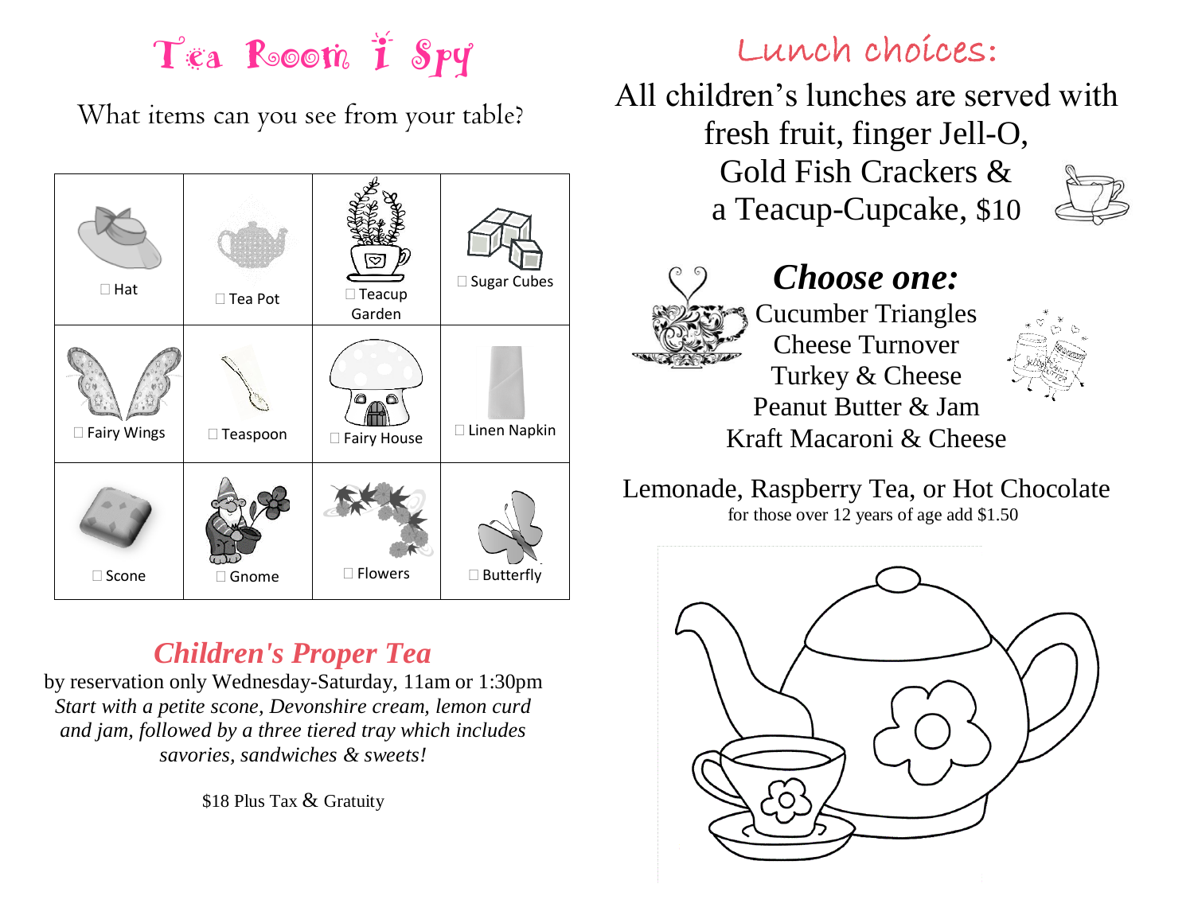# Tea Room I Spy

What items can you see from your table?

| | | | |
|---|---|---|---|
| ☐ Hat | ☐ Tea Pot | ☐ Teacup Garden | ☐ Sugar Cubes |
| ☐ Fairy Wings | ☐ Teaspoon | ☐ Fairy House | ☐ Linen Napkin |
| ☐ Scone | ☐ Gnome | ☐ Flowers | ☐ Butterfly |

## Children's Proper Tea

by reservation only Wednesday-Saturday, 11am or 1:30pm

*Start with a petite scone, Devonshire cream, lemon curd and jam, followed by a three tiered tray which includes savories, sandwiches & sweets!*

$18 Plus Tax & Gratuity

# Lunch choices:

All children's lunches are served with fresh fruit, finger Jell-O, Gold Fish Crackers & a Teacup-Cupcake, $10

***Choose one:***

Cucumber Triangles
Cheese Turnover
Turkey & Cheese
Peanut Butter & Jam
Kraft Macaroni & Cheese

Lemonade, Raspberry Tea, or Hot Chocolate
for those over 12 years of age add $1.50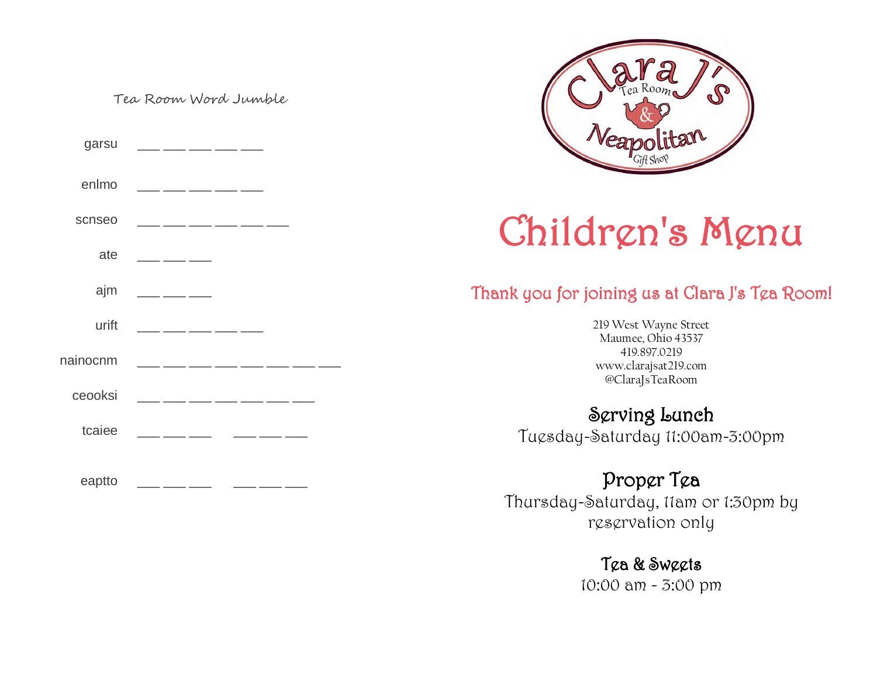## Tea Room Word Jumble

garsu ___ ___ ___ ___ ___

enlmo ___ ___ ___ ___ ___

scnseo ___ ___ ___ ___ ___ ___

ate ___ ___ ___

ajm ___ ___ ___

urift ___ ___ ___ ___ ___

nainocnm ___ ___ ___ ___ ___ ___ ___ ___

ceooksi ___ ___ ___ ___ ___ ___ ___

tcaiee ___ ___ ___ ___ ___ ___

eaptto ___ ___ ___ ___ ___ ___

Clara J's Tea Room & Neapolitan Gift Shop

# Children's Menu

## Thank you for joining us at Clara J's Tea Room!

219 West Wayne Street
Maumee, Ohio 43537
419.897.0219
www.clarajsat219.com
@ClaraJsTeaRoom

### Serving Lunch

Tuesday-Saturday 11:00am-3:00pm

### Proper Tea

Thursday-Saturday, 11am or 1:30pm by reservation only

### Tea & Sweets

10:00 am - 3:00 pm